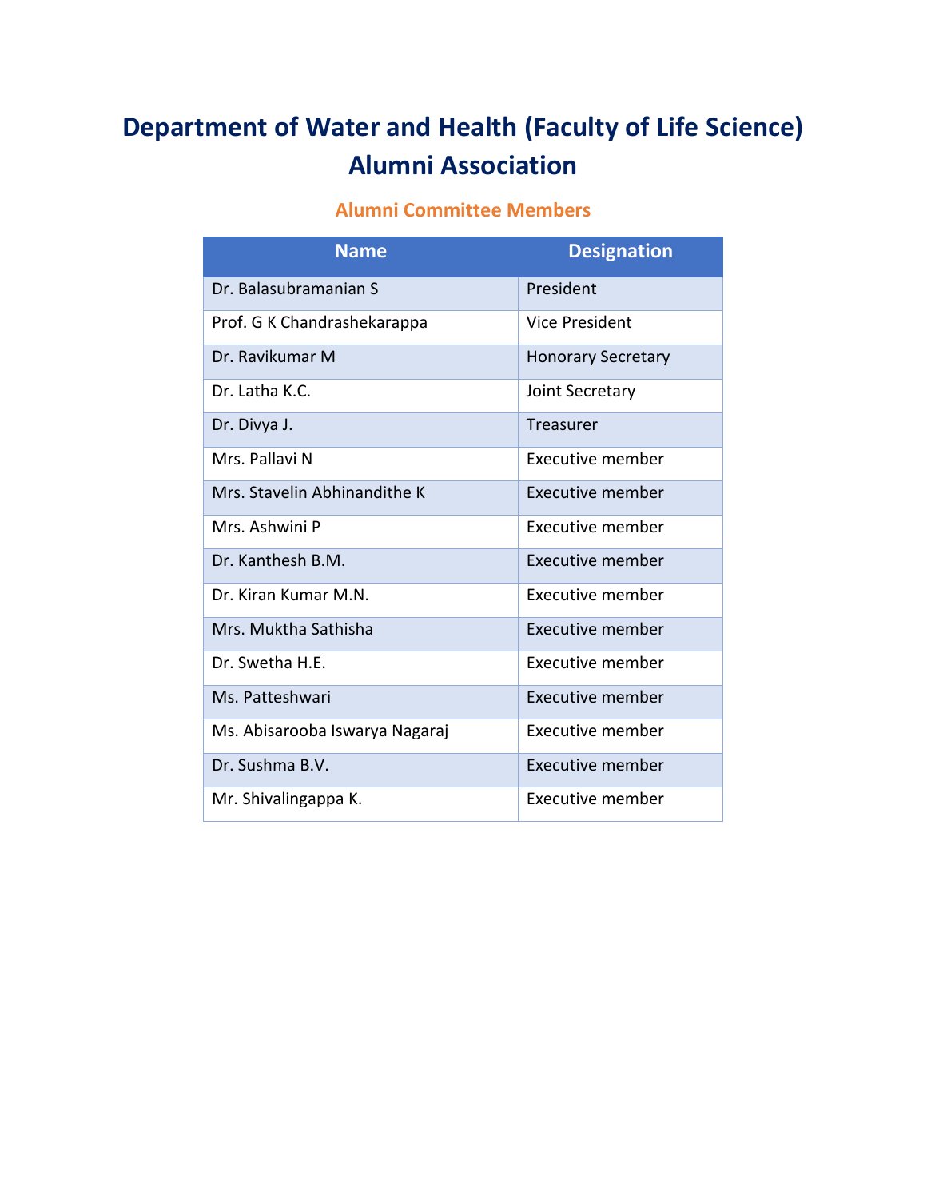# Department of Water and Health (Faculty of Life Science) Alumni Association

## Alumni Committee Members

| Name | Designation |
|---|---|
| Dr. Balasubramanian S | President |
| Prof. G K Chandrashekarappa | Vice President |
| Dr. Ravikumar M | Honorary Secretary |
| Dr. Latha K.C. | Joint Secretary |
| Dr. Divya J. | Treasurer |
| Mrs. Pallavi N | Executive member |
| Mrs. Stavelin Abhinandithe K | Executive member |
| Mrs. Ashwini P | Executive member |
| Dr. Kanthesh B.M. | Executive member |
| Dr. Kiran Kumar M.N. | Executive member |
| Mrs. Muktha Sathisha | Executive member |
| Dr. Swetha H.E. | Executive member |
| Ms. Patteshwari | Executive member |
| Ms. Abisarooba Iswarya Nagaraj | Executive member |
| Dr. Sushma B.V. | Executive member |
| Mr. Shivalingappa K. | Executive member |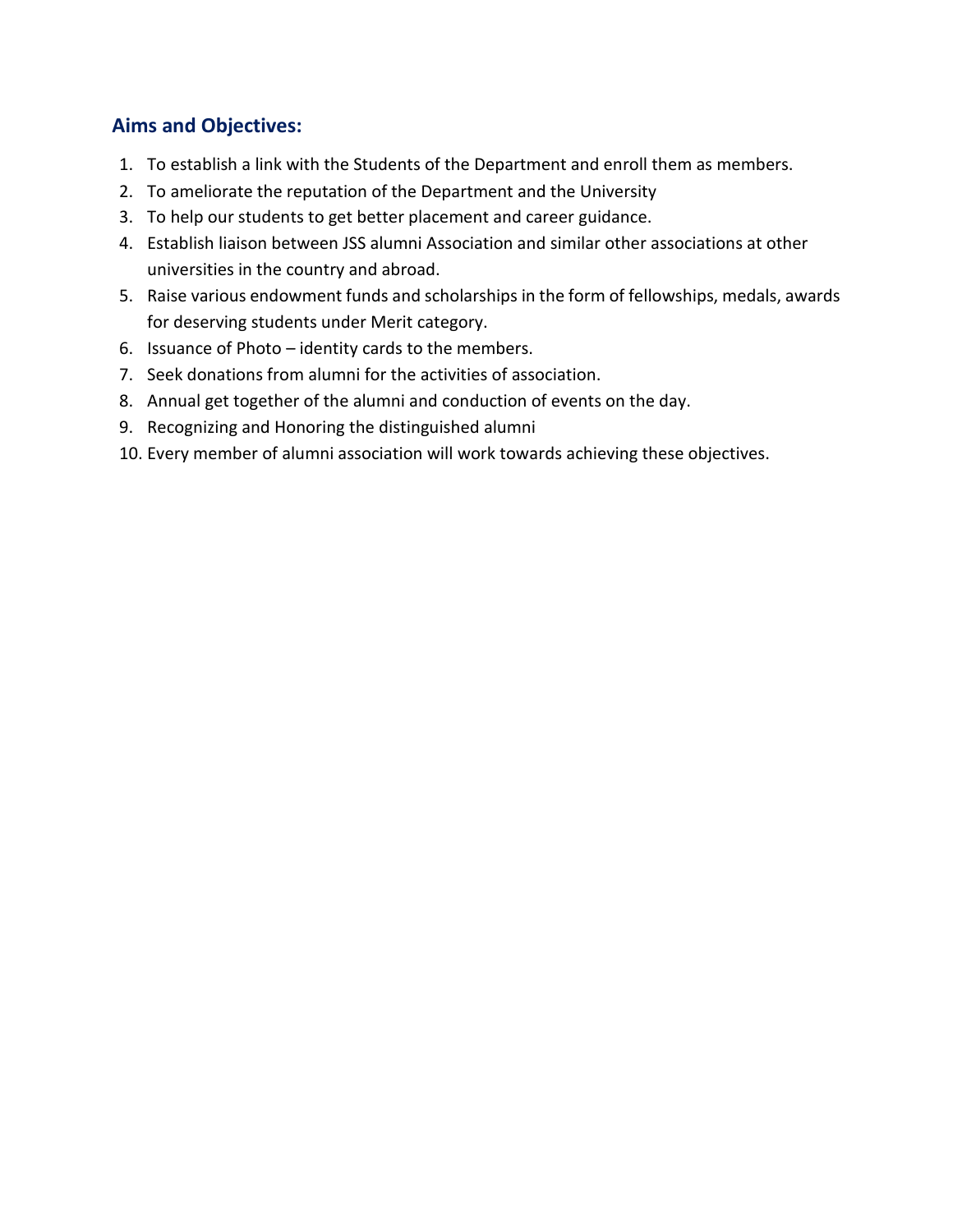## Aims and Objectives:

1. To establish a link with the Students of the Department and enroll them as members.
2. To ameliorate the reputation of the Department and the University
3. To help our students to get better placement and career guidance.
4. Establish liaison between JSS alumni Association and similar other associations at other universities in the country and abroad.
5. Raise various endowment funds and scholarships in the form of fellowships, medals, awards for deserving students under Merit category.
6. Issuance of Photo – identity cards to the members.
7. Seek donations from alumni for the activities of association.
8. Annual get together of the alumni and conduction of events on the day.
9. Recognizing and Honoring the distinguished alumni
10. Every member of alumni association will work towards achieving these objectives.